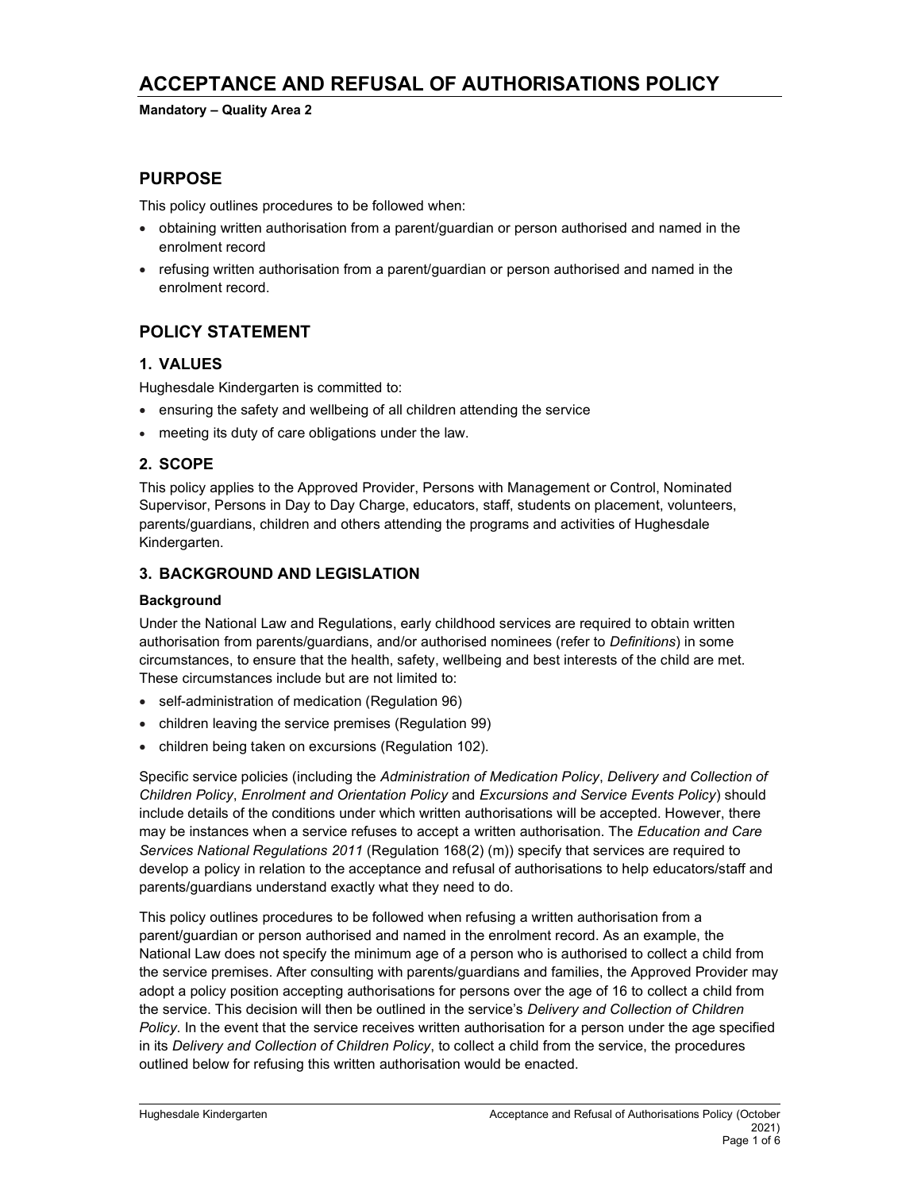# ACCEPTANCE AND REFUSAL OF AUTHORISATIONS POLICY

**Mandatory – Quality Area 2**

## PURPOSE

This policy outlines procedures to be followed when:

- obtaining written authorisation from a parent/guardian or person authorised and named in the enrolment record
- refusing written authorisation from a parent/guardian or person authorised and named in the enrolment record.

## POLICY STATEMENT

### 1. VALUES

Hughesdale Kindergarten is committed to:

- ensuring the safety and wellbeing of all children attending the service
- meeting its duty of care obligations under the law.

### 2. SCOPE

This policy applies to the Approved Provider, Persons with Management or Control, Nominated Supervisor, Persons in Day to Day Charge, educators, staff, students on placement, volunteers, parents/guardians, children and others attending the programs and activities of Hughesdale Kindergarten.

### 3. BACKGROUND AND LEGISLATION

#### Background

Under the National Law and Regulations, early childhood services are required to obtain written authorisation from parents/guardians, and/or authorised nominees (refer to *Definitions*) in some circumstances, to ensure that the health, safety, wellbeing and best interests of the child are met. These circumstances include but are not limited to:

- self-administration of medication (Regulation 96)
- children leaving the service premises (Regulation 99)
- children being taken on excursions (Regulation 102).

Specific service policies (including the *Administration of Medication Policy*, *Delivery and Collection of Children Policy*, *Enrolment and Orientation Policy* and *Excursions and Service Events Policy*) should include details of the conditions under which written authorisations will be accepted. However, there may be instances when a service refuses to accept a written authorisation. The *Education and Care Services National Regulations 2011* (Regulation 168(2) (m)) specify that services are required to develop a policy in relation to the acceptance and refusal of authorisations to help educators/staff and parents/guardians understand exactly what they need to do.

This policy outlines procedures to be followed when refusing a written authorisation from a parent/guardian or person authorised and named in the enrolment record. As an example, the National Law does not specify the minimum age of a person who is authorised to collect a child from the service premises. After consulting with parents/guardians and families, the Approved Provider may adopt a policy position accepting authorisations for persons over the age of 16 to collect a child from the service. This decision will then be outlined in the service's *Delivery and Collection of Children Policy*. In the event that the service receives written authorisation for a person under the age specified in its *Delivery and Collection of Children Policy*, to collect a child from the service, the procedures outlined below for refusing this written authorisation would be enacted.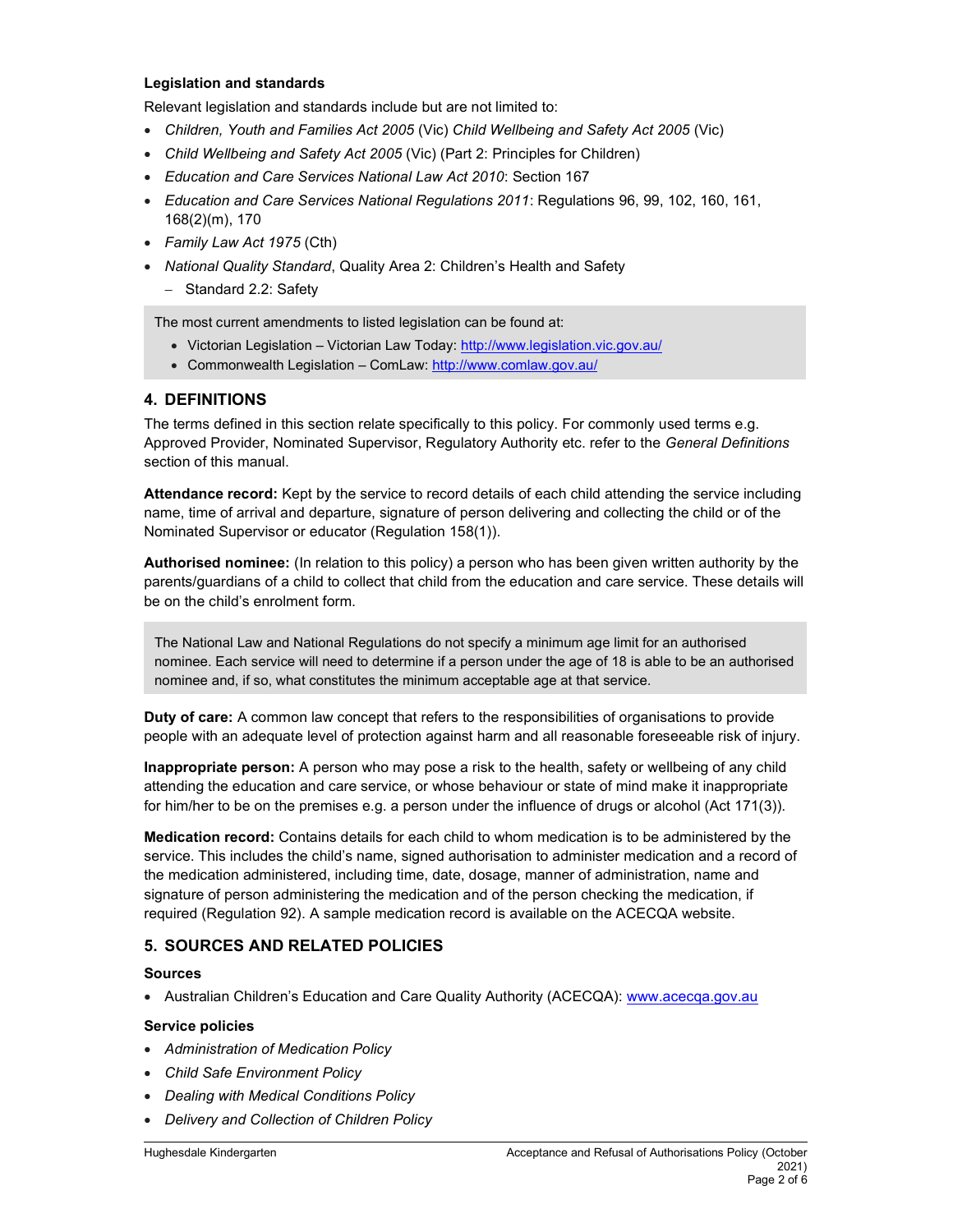**Legislation and standards**

Relevant legislation and standards include but are not limited to:

- *Children, Youth and Families Act 2005* (Vic) *Child Wellbeing and Safety Act 2005* (Vic)
- *Child Wellbeing and Safety Act 2005* (Vic) (Part 2: Principles for Children)
- *Education and Care Services National Law Act 2010*: Section 167
- *Education and Care Services National Regulations 2011*: Regulations 96, 99, 102, 160, 161, 168(2)(m), 170
- *Family Law Act 1975* (Cth)
- *National Quality Standard*, Quality Area 2: Children's Health and Safety
  - Standard 2.2: Safety

> The most current amendments to listed legislation can be found at:
> - Victorian Legislation – Victorian Law Today: http://www.legislation.vic.gov.au/
> - Commonwealth Legislation – ComLaw: http://www.comlaw.gov.au/

## 4. DEFINITIONS

The terms defined in this section relate specifically to this policy. For commonly used terms e.g. Approved Provider, Nominated Supervisor, Regulatory Authority etc. refer to the *General Definitions* section of this manual.

**Attendance record:** Kept by the service to record details of each child attending the service including name, time of arrival and departure, signature of person delivering and collecting the child or of the Nominated Supervisor or educator (Regulation 158(1)).

**Authorised nominee:** (In relation to this policy) a person who has been given written authority by the parents/guardians of a child to collect that child from the education and care service. These details will be on the child's enrolment form.

> The National Law and National Regulations do not specify a minimum age limit for an authorised nominee. Each service will need to determine if a person under the age of 18 is able to be an authorised nominee and, if so, what constitutes the minimum acceptable age at that service.

**Duty of care:** A common law concept that refers to the responsibilities of organisations to provide people with an adequate level of protection against harm and all reasonable foreseeable risk of injury.

**Inappropriate person:** A person who may pose a risk to the health, safety or wellbeing of any child attending the education and care service, or whose behaviour or state of mind make it inappropriate for him/her to be on the premises e.g. a person under the influence of drugs or alcohol (Act 171(3)).

**Medication record:** Contains details for each child to whom medication is to be administered by the service. This includes the child's name, signed authorisation to administer medication and a record of the medication administered, including time, date, dosage, manner of administration, name and signature of person administering the medication and of the person checking the medication, if required (Regulation 92). A sample medication record is available on the ACECQA website.

## 5. SOURCES AND RELATED POLICIES

**Sources**

- Australian Children's Education and Care Quality Authority (ACECQA): www.acecqa.gov.au

**Service policies**

- *Administration of Medication Policy*
- *Child Safe Environment Policy*
- *Dealing with Medical Conditions Policy*
- *Delivery and Collection of Children Policy*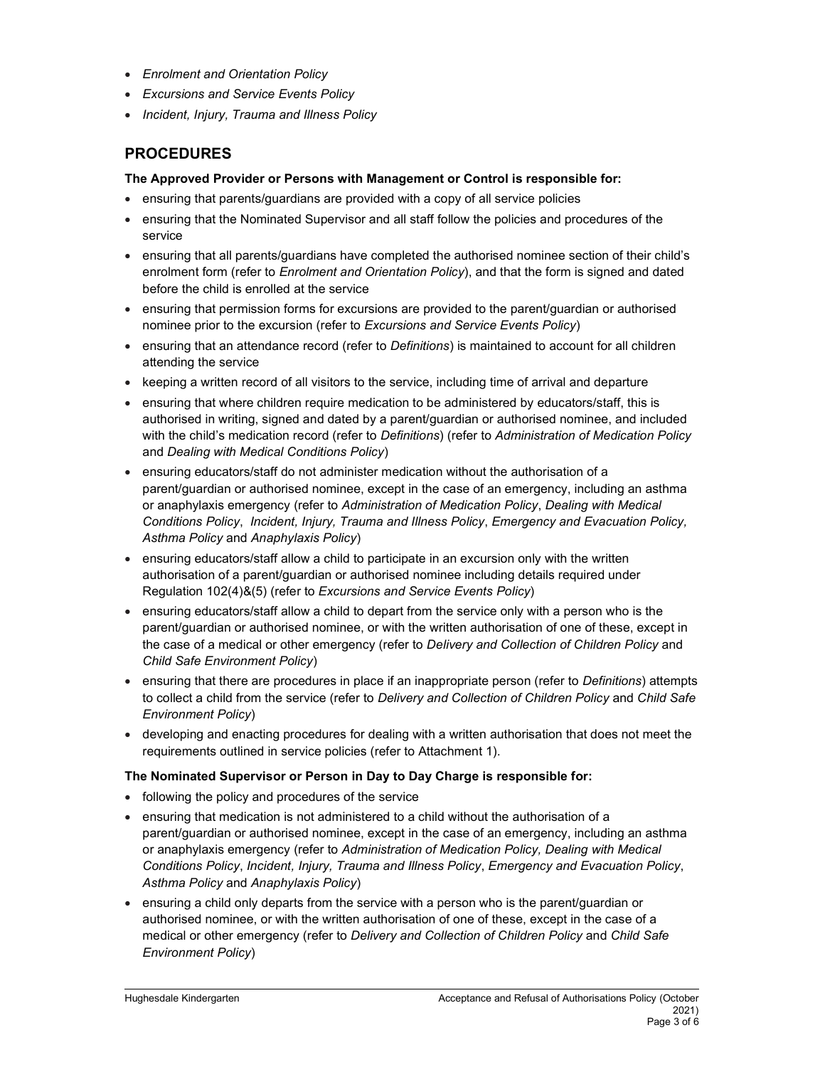- *Enrolment and Orientation Policy*
- *Excursions and Service Events Policy*
- *Incident, Injury, Trauma and Illness Policy*

## PROCEDURES

**The Approved Provider or Persons with Management or Control is responsible for:**

- ensuring that parents/guardians are provided with a copy of all service policies
- ensuring that the Nominated Supervisor and all staff follow the policies and procedures of the service
- ensuring that all parents/guardians have completed the authorised nominee section of their child's enrolment form (refer to *Enrolment and Orientation Policy*), and that the form is signed and dated before the child is enrolled at the service
- ensuring that permission forms for excursions are provided to the parent/guardian or authorised nominee prior to the excursion (refer to *Excursions and Service Events Policy*)
- ensuring that an attendance record (refer to *Definitions*) is maintained to account for all children attending the service
- keeping a written record of all visitors to the service, including time of arrival and departure
- ensuring that where children require medication to be administered by educators/staff, this is authorised in writing, signed and dated by a parent/guardian or authorised nominee, and included with the child's medication record (refer to *Definitions*) (refer to *Administration of Medication Policy* and *Dealing with Medical Conditions Policy*)
- ensuring educators/staff do not administer medication without the authorisation of a parent/guardian or authorised nominee, except in the case of an emergency, including an asthma or anaphylaxis emergency (refer to *Administration of Medication Policy*, *Dealing with Medical Conditions Policy*, *Incident, Injury, Trauma and Illness Policy*, *Emergency and Evacuation Policy, Asthma Policy* and *Anaphylaxis Policy*)
- ensuring educators/staff allow a child to participate in an excursion only with the written authorisation of a parent/guardian or authorised nominee including details required under Regulation 102(4)&(5) (refer to *Excursions and Service Events Policy*)
- ensuring educators/staff allow a child to depart from the service only with a person who is the parent/guardian or authorised nominee, or with the written authorisation of one of these, except in the case of a medical or other emergency (refer to *Delivery and Collection of Children Policy* and *Child Safe Environment Policy*)
- ensuring that there are procedures in place if an inappropriate person (refer to *Definitions*) attempts to collect a child from the service (refer to *Delivery and Collection of Children Policy* and *Child Safe Environment Policy*)
- developing and enacting procedures for dealing with a written authorisation that does not meet the requirements outlined in service policies (refer to Attachment 1).

**The Nominated Supervisor or Person in Day to Day Charge is responsible for:**

- following the policy and procedures of the service
- ensuring that medication is not administered to a child without the authorisation of a parent/guardian or authorised nominee, except in the case of an emergency, including an asthma or anaphylaxis emergency (refer to *Administration of Medication Policy, Dealing with Medical Conditions Policy*, *Incident, Injury, Trauma and Illness Policy*, *Emergency and Evacuation Policy*, *Asthma Policy* and *Anaphylaxis Policy*)
- ensuring a child only departs from the service with a person who is the parent/guardian or authorised nominee, or with the written authorisation of one of these, except in the case of a medical or other emergency (refer to *Delivery and Collection of Children Policy* and *Child Safe Environment Policy*)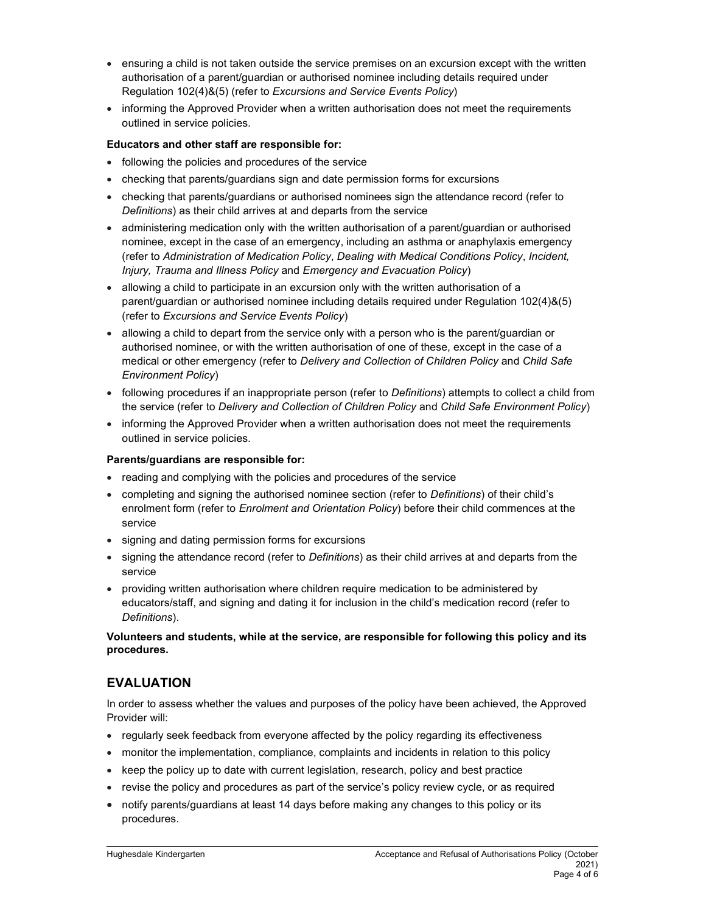- ensuring a child is not taken outside the service premises on an excursion except with the written authorisation of a parent/guardian or authorised nominee including details required under Regulation 102(4)&(5) (refer to *Excursions and Service Events Policy*)
- informing the Approved Provider when a written authorisation does not meet the requirements outlined in service policies.

**Educators and other staff are responsible for:**

- following the policies and procedures of the service
- checking that parents/guardians sign and date permission forms for excursions
- checking that parents/guardians or authorised nominees sign the attendance record (refer to *Definitions*) as their child arrives at and departs from the service
- administering medication only with the written authorisation of a parent/guardian or authorised nominee, except in the case of an emergency, including an asthma or anaphylaxis emergency (refer to *Administration of Medication Policy*, *Dealing with Medical Conditions Policy*, *Incident, Injury, Trauma and Illness Policy* and *Emergency and Evacuation Policy*)
- allowing a child to participate in an excursion only with the written authorisation of a parent/guardian or authorised nominee including details required under Regulation 102(4)&(5) (refer to *Excursions and Service Events Policy*)
- allowing a child to depart from the service only with a person who is the parent/guardian or authorised nominee, or with the written authorisation of one of these, except in the case of a medical or other emergency (refer to *Delivery and Collection of Children Policy* and *Child Safe Environment Policy*)
- following procedures if an inappropriate person (refer to *Definitions*) attempts to collect a child from the service (refer to *Delivery and Collection of Children Policy* and *Child Safe Environment Policy*)
- informing the Approved Provider when a written authorisation does not meet the requirements outlined in service policies.

**Parents/guardians are responsible for:**

- reading and complying with the policies and procedures of the service
- completing and signing the authorised nominee section (refer to *Definitions*) of their child's enrolment form (refer to *Enrolment and Orientation Policy*) before their child commences at the service
- signing and dating permission forms for excursions
- signing the attendance record (refer to *Definitions*) as their child arrives at and departs from the service
- providing written authorisation where children require medication to be administered by educators/staff, and signing and dating it for inclusion in the child's medication record (refer to *Definitions*).

**Volunteers and students, while at the service, are responsible for following this policy and its procedures.**

## EVALUATION

In order to assess whether the values and purposes of the policy have been achieved, the Approved Provider will:

- regularly seek feedback from everyone affected by the policy regarding its effectiveness
- monitor the implementation, compliance, complaints and incidents in relation to this policy
- keep the policy up to date with current legislation, research, policy and best practice
- revise the policy and procedures as part of the service's policy review cycle, or as required
- notify parents/guardians at least 14 days before making any changes to this policy or its procedures.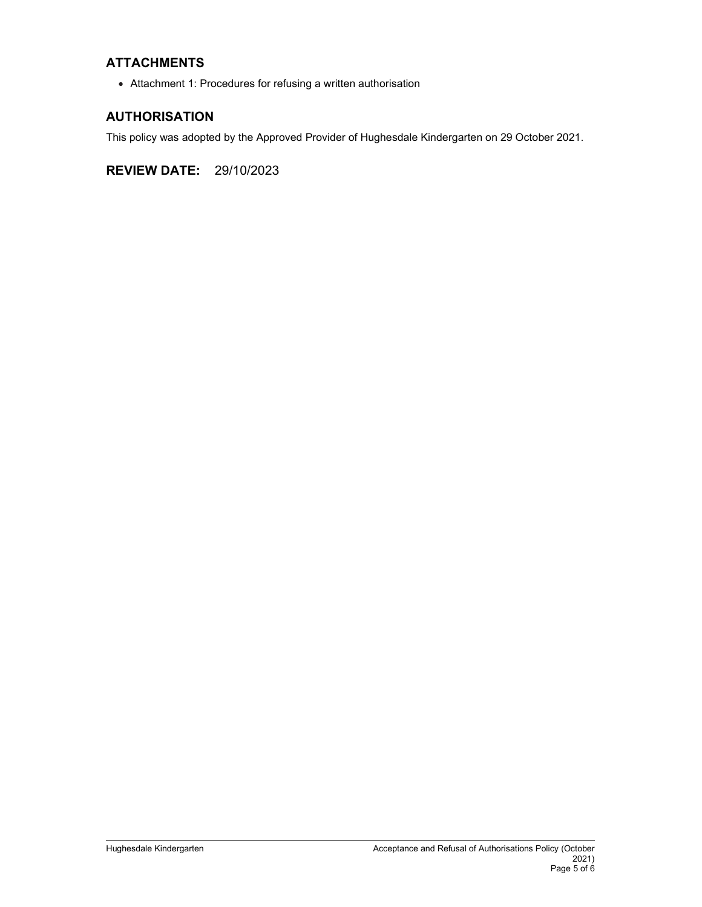## ATTACHMENTS

- Attachment 1: Procedures for refusing a written authorisation

## AUTHORISATION

This policy was adopted by the Approved Provider of Hughesdale Kindergarten on 29 October 2021.

## REVIEW DATE: 29/10/2023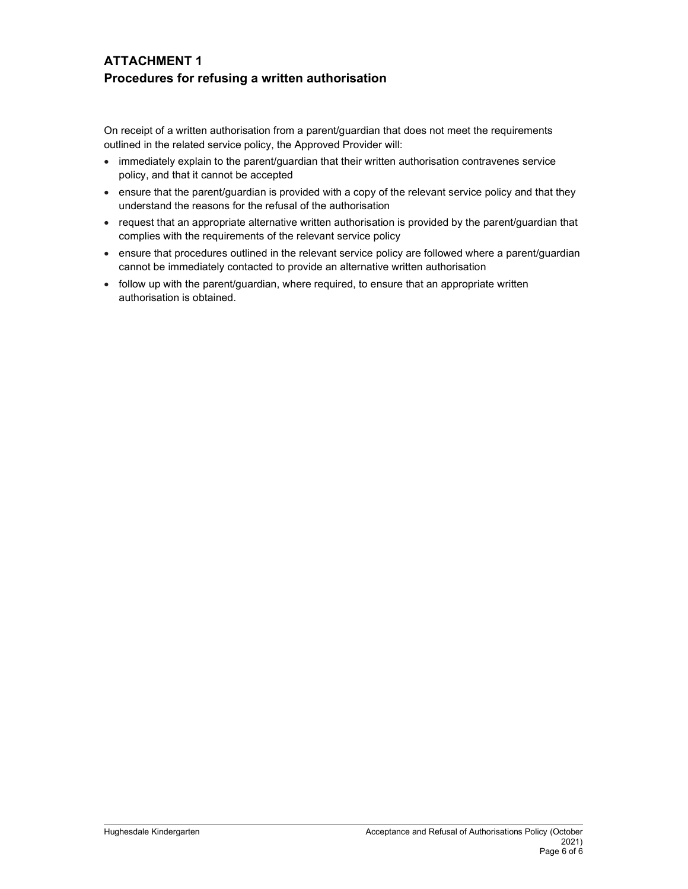## ATTACHMENT 1
## Procedures for refusing a written authorisation

On receipt of a written authorisation from a parent/guardian that does not meet the requirements outlined in the related service policy, the Approved Provider will:

- immediately explain to the parent/guardian that their written authorisation contravenes service policy, and that it cannot be accepted
- ensure that the parent/guardian is provided with a copy of the relevant service policy and that they understand the reasons for the refusal of the authorisation
- request that an appropriate alternative written authorisation is provided by the parent/guardian that complies with the requirements of the relevant service policy
- ensure that procedures outlined in the relevant service policy are followed where a parent/guardian cannot be immediately contacted to provide an alternative written authorisation
- follow up with the parent/guardian, where required, to ensure that an appropriate written authorisation is obtained.